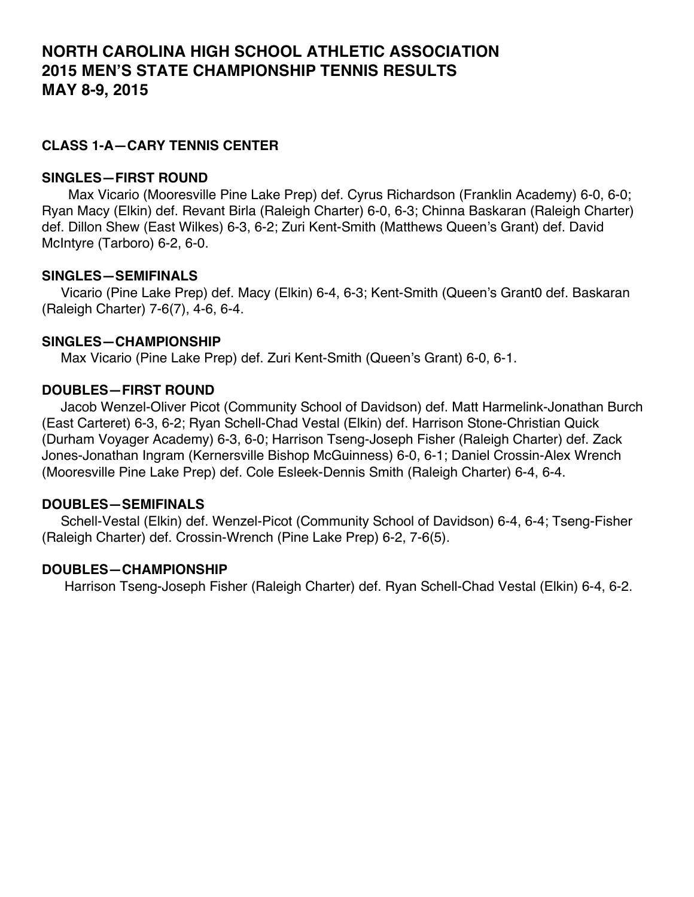# NORTH CAROLINA HIGH SCHOOL ATHLETIC ASSOCIATION
# 2015 MEN'S STATE CHAMPIONSHIP TENNIS RESULTS
# MAY 8-9, 2015

## CLASS 1-A—CARY TENNIS CENTER

### SINGLES—FIRST ROUND

Max Vicario (Mooresville Pine Lake Prep) def. Cyrus Richardson (Franklin Academy) 6-0, 6-0; Ryan Macy (Elkin) def. Revant Birla (Raleigh Charter) 6-0, 6-3; Chinna Baskaran (Raleigh Charter) def. Dillon Shew (East Wilkes) 6-3, 6-2; Zuri Kent-Smith (Matthews Queen's Grant) def. David McIntyre (Tarboro) 6-2, 6-0.

### SINGLES—SEMIFINALS

Vicario (Pine Lake Prep) def. Macy (Elkin) 6-4, 6-3; Kent-Smith (Queen's Grant0 def. Baskaran (Raleigh Charter) 7-6(7), 4-6, 6-4.

### SINGLES—CHAMPIONSHIP

Max Vicario (Pine Lake Prep) def. Zuri Kent-Smith (Queen's Grant) 6-0, 6-1.

### DOUBLES—FIRST ROUND

Jacob Wenzel-Oliver Picot (Community School of Davidson) def. Matt Harmelink-Jonathan Burch (East Carteret) 6-3, 6-2; Ryan Schell-Chad Vestal (Elkin) def. Harrison Stone-Christian Quick (Durham Voyager Academy) 6-3, 6-0; Harrison Tseng-Joseph Fisher (Raleigh Charter) def. Zack Jones-Jonathan Ingram (Kernersville Bishop McGuinness) 6-0, 6-1; Daniel Crossin-Alex Wrench (Mooresville Pine Lake Prep) def. Cole Esleek-Dennis Smith (Raleigh Charter) 6-4, 6-4.

### DOUBLES—SEMIFINALS

Schell-Vestal (Elkin) def. Wenzel-Picot (Community School of Davidson) 6-4, 6-4; Tseng-Fisher (Raleigh Charter) def. Crossin-Wrench (Pine Lake Prep) 6-2, 7-6(5).

### DOUBLES—CHAMPIONSHIP

Harrison Tseng-Joseph Fisher (Raleigh Charter) def. Ryan Schell-Chad Vestal (Elkin) 6-4, 6-2.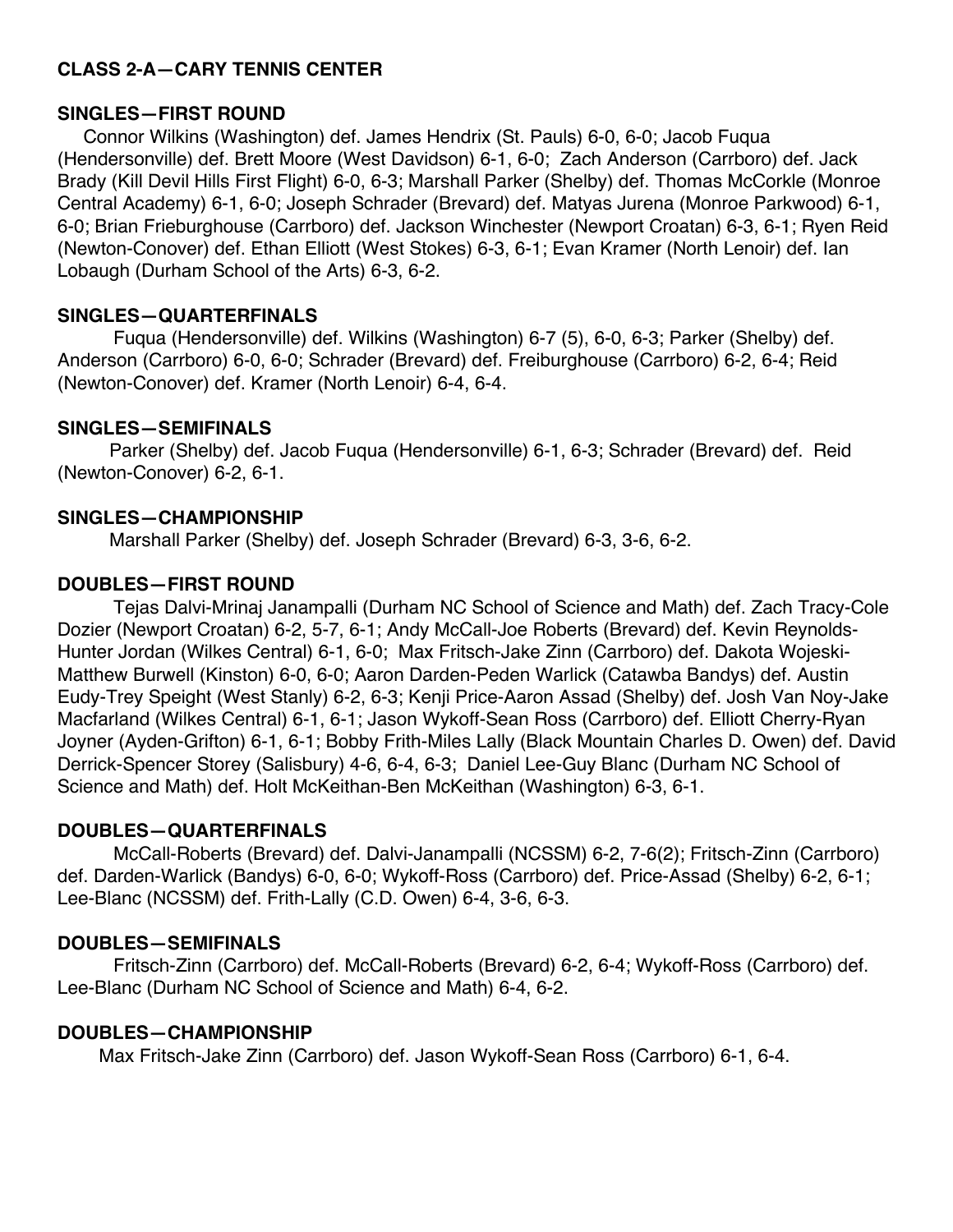**CLASS 2-A—CARY TENNIS CENTER**

**SINGLES—FIRST ROUND**

Connor Wilkins (Washington) def. James Hendrix (St. Pauls) 6-0, 6-0; Jacob Fuqua (Hendersonville) def. Brett Moore (West Davidson) 6-1, 6-0; Zach Anderson (Carrboro) def. Jack Brady (Kill Devil Hills First Flight) 6-0, 6-3; Marshall Parker (Shelby) def. Thomas McCorkle (Monroe Central Academy) 6-1, 6-0; Joseph Schrader (Brevard) def. Matyas Jurena (Monroe Parkwood) 6-1, 6-0; Brian Frieburghouse (Carrboro) def. Jackson Winchester (Newport Croatan) 6-3, 6-1; Ryen Reid (Newton-Conover) def. Ethan Elliott (West Stokes) 6-3, 6-1; Evan Kramer (North Lenoir) def. Ian Lobaugh (Durham School of the Arts) 6-3, 6-2.

**SINGLES—QUARTERFINALS**

Fuqua (Hendersonville) def. Wilkins (Washington) 6-7 (5), 6-0, 6-3; Parker (Shelby) def. Anderson (Carrboro) 6-0, 6-0; Schrader (Brevard) def. Freiburghouse (Carrboro) 6-2, 6-4; Reid (Newton-Conover) def. Kramer (North Lenoir) 6-4, 6-4.

**SINGLES—SEMIFINALS**

Parker (Shelby) def. Jacob Fuqua (Hendersonville) 6-1, 6-3; Schrader (Brevard) def. Reid (Newton-Conover) 6-2, 6-1.

**SINGLES—CHAMPIONSHIP**

Marshall Parker (Shelby) def. Joseph Schrader (Brevard) 6-3, 3-6, 6-2.

**DOUBLES—FIRST ROUND**

Tejas Dalvi-Mrinaj Janampalli (Durham NC School of Science and Math) def. Zach Tracy-Cole Dozier (Newport Croatan) 6-2, 5-7, 6-1; Andy McCall-Joe Roberts (Brevard) def. Kevin Reynolds-Hunter Jordan (Wilkes Central) 6-1, 6-0; Max Fritsch-Jake Zinn (Carrboro) def. Dakota Wojeski-Matthew Burwell (Kinston) 6-0, 6-0; Aaron Darden-Peden Warlick (Catawba Bandys) def. Austin Eudy-Trey Speight (West Stanly) 6-2, 6-3; Kenji Price-Aaron Assad (Shelby) def. Josh Van Noy-Jake Macfarland (Wilkes Central) 6-1, 6-1; Jason Wykoff-Sean Ross (Carrboro) def. Elliott Cherry-Ryan Joyner (Ayden-Grifton) 6-1, 6-1; Bobby Frith-Miles Lally (Black Mountain Charles D. Owen) def. David Derrick-Spencer Storey (Salisbury) 4-6, 6-4, 6-3; Daniel Lee-Guy Blanc (Durham NC School of Science and Math) def. Holt McKeithan-Ben McKeithan (Washington) 6-3, 6-1.

**DOUBLES—QUARTERFINALS**

McCall-Roberts (Brevard) def. Dalvi-Janampalli (NCSSM) 6-2, 7-6(2); Fritsch-Zinn (Carrboro) def. Darden-Warlick (Bandys) 6-0, 6-0; Wykoff-Ross (Carrboro) def. Price-Assad (Shelby) 6-2, 6-1; Lee-Blanc (NCSSM) def. Frith-Lally (C.D. Owen) 6-4, 3-6, 6-3.

**DOUBLES—SEMIFINALS**

Fritsch-Zinn (Carrboro) def. McCall-Roberts (Brevard) 6-2, 6-4; Wykoff-Ross (Carrboro) def. Lee-Blanc (Durham NC School of Science and Math) 6-4, 6-2.

**DOUBLES—CHAMPIONSHIP**

Max Fritsch-Jake Zinn (Carrboro) def. Jason Wykoff-Sean Ross (Carrboro) 6-1, 6-4.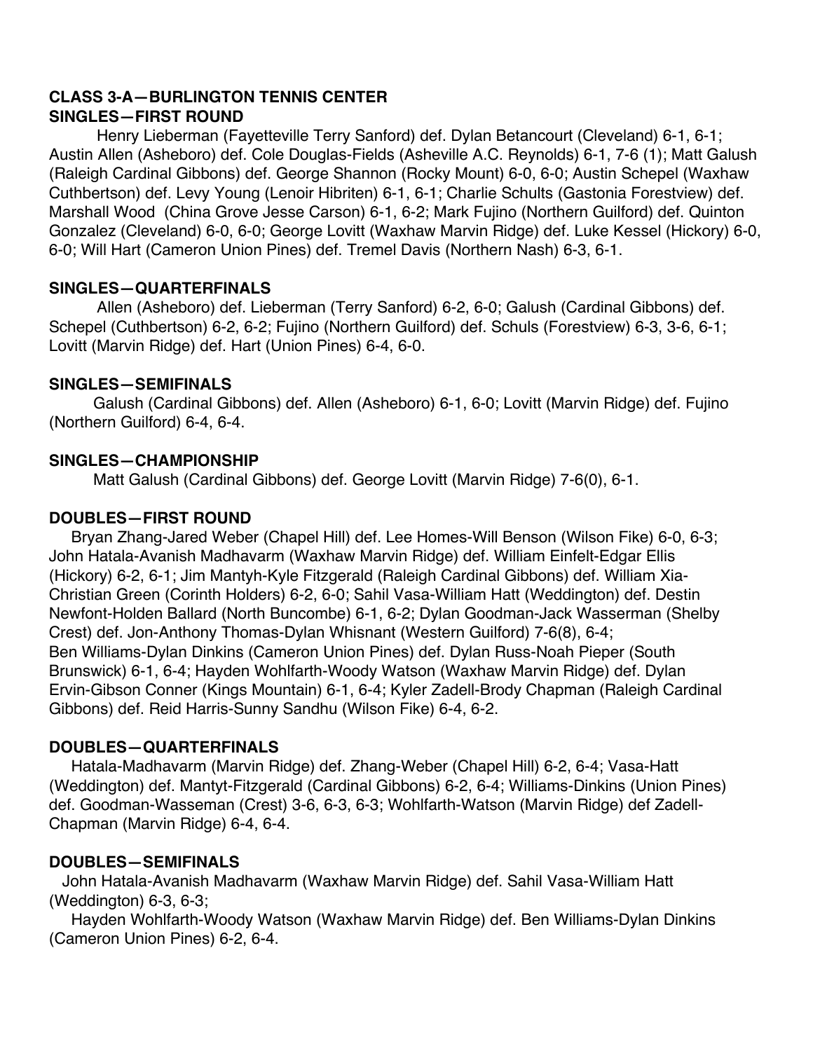**CLASS 3-A—BURLINGTON TENNIS CENTER**
**SINGLES—FIRST ROUND**

Henry Lieberman (Fayetteville Terry Sanford) def. Dylan Betancourt (Cleveland) 6-1, 6-1; Austin Allen (Asheboro) def. Cole Douglas-Fields (Asheville A.C. Reynolds) 6-1, 7-6 (1); Matt Galush (Raleigh Cardinal Gibbons) def. George Shannon (Rocky Mount) 6-0, 6-0; Austin Schepel (Waxhaw Cuthbertson) def. Levy Young (Lenoir Hibriten) 6-1, 6-1; Charlie Schults (Gastonia Forestview) def. Marshall Wood (China Grove Jesse Carson) 6-1, 6-2; Mark Fujino (Northern Guilford) def. Quinton Gonzalez (Cleveland) 6-0, 6-0; George Lovitt (Waxhaw Marvin Ridge) def. Luke Kessel (Hickory) 6-0, 6-0; Will Hart (Cameron Union Pines) def. Tremel Davis (Northern Nash) 6-3, 6-1.

**SINGLES—QUARTERFINALS**

Allen (Asheboro) def. Lieberman (Terry Sanford) 6-2, 6-0; Galush (Cardinal Gibbons) def. Schepel (Cuthbertson) 6-2, 6-2; Fujino (Northern Guilford) def. Schuls (Forestview) 6-3, 3-6, 6-1; Lovitt (Marvin Ridge) def. Hart (Union Pines) 6-4, 6-0.

**SINGLES—SEMIFINALS**

Galush (Cardinal Gibbons) def. Allen (Asheboro) 6-1, 6-0; Lovitt (Marvin Ridge) def. Fujino (Northern Guilford) 6-4, 6-4.

**SINGLES—CHAMPIONSHIP**

Matt Galush (Cardinal Gibbons) def. George Lovitt (Marvin Ridge) 7-6(0), 6-1.

**DOUBLES—FIRST ROUND**

Bryan Zhang-Jared Weber (Chapel Hill) def. Lee Homes-Will Benson (Wilson Fike) 6-0, 6-3; John Hatala-Avanish Madhavarm (Waxhaw Marvin Ridge) def. William Einfelt-Edgar Ellis (Hickory) 6-2, 6-1; Jim Mantyh-Kyle Fitzgerald (Raleigh Cardinal Gibbons) def. William Xia-Christian Green (Corinth Holders) 6-2, 6-0; Sahil Vasa-William Hatt (Weddington) def. Destin Newfont-Holden Ballard (North Buncombe) 6-1, 6-2; Dylan Goodman-Jack Wasserman (Shelby Crest) def. Jon-Anthony Thomas-Dylan Whisnant (Western Guilford) 7-6(8), 6-4; Ben Williams-Dylan Dinkins (Cameron Union Pines) def. Dylan Russ-Noah Pieper (South Brunswick) 6-1, 6-4; Hayden Wohlfarth-Woody Watson (Waxhaw Marvin Ridge) def. Dylan Ervin-Gibson Conner (Kings Mountain) 6-1, 6-4; Kyler Zadell-Brody Chapman (Raleigh Cardinal Gibbons) def. Reid Harris-Sunny Sandhu (Wilson Fike) 6-4, 6-2.

**DOUBLES—QUARTERFINALS**

Hatala-Madhavarm (Marvin Ridge) def. Zhang-Weber (Chapel Hill) 6-2, 6-4; Vasa-Hatt (Weddington) def. Mantyt-Fitzgerald (Cardinal Gibbons) 6-2, 6-4; Williams-Dinkins (Union Pines) def. Goodman-Wasseman (Crest) 3-6, 6-3, 6-3; Wohlfarth-Watson (Marvin Ridge) def Zadell-Chapman (Marvin Ridge) 6-4, 6-4.

**DOUBLES—SEMIFINALS**

John Hatala-Avanish Madhavarm (Waxhaw Marvin Ridge) def. Sahil Vasa-William Hatt (Weddington) 6-3, 6-3;

Hayden Wohlfarth-Woody Watson (Waxhaw Marvin Ridge) def. Ben Williams-Dylan Dinkins (Cameron Union Pines) 6-2, 6-4.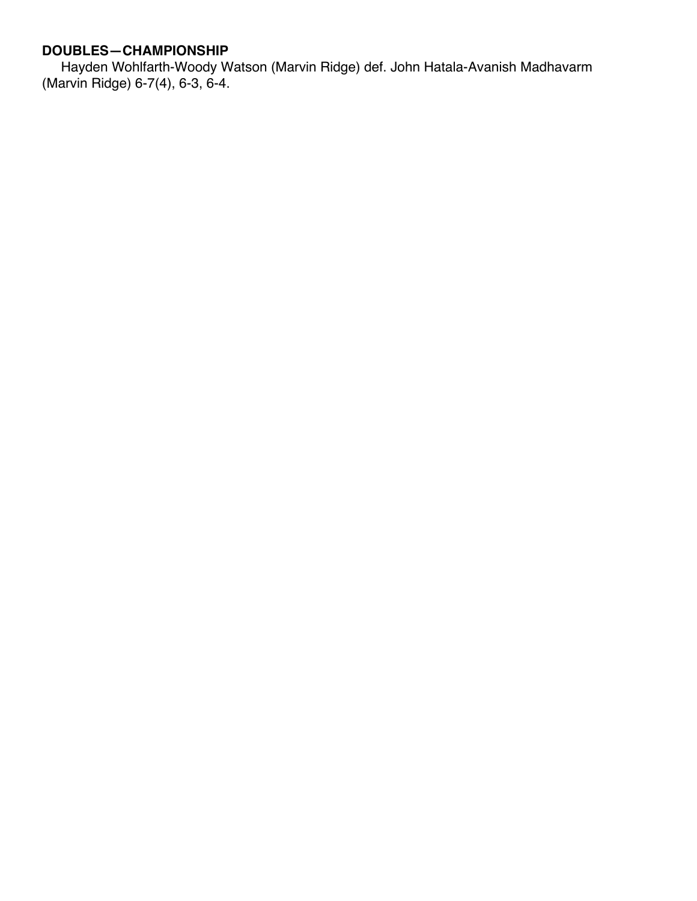**DOUBLES—CHAMPIONSHIP**

Hayden Wohlfarth-Woody Watson (Marvin Ridge) def. John Hatala-Avanish Madhavarm (Marvin Ridge) 6-7(4), 6-3, 6-4.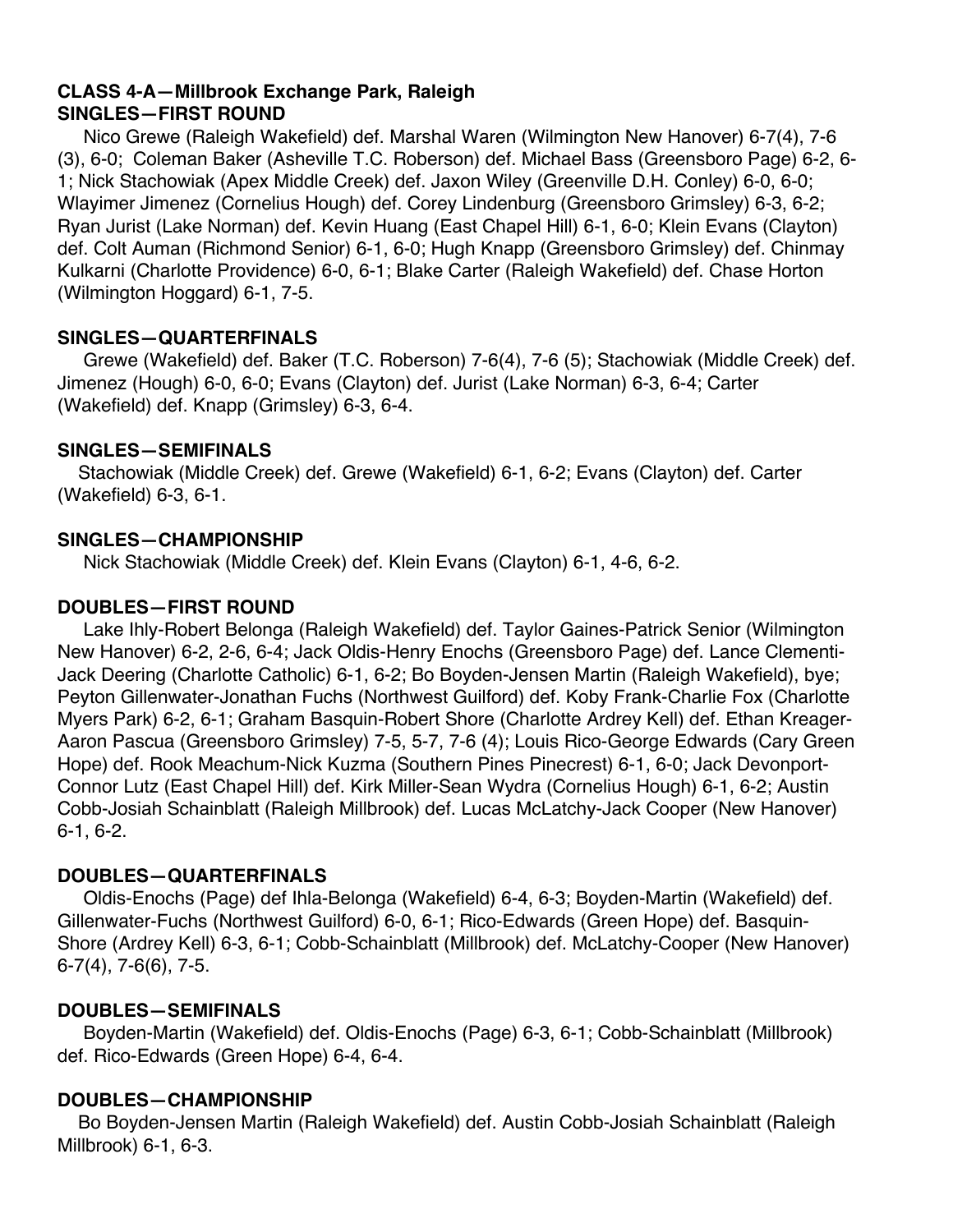**CLASS 4-A—Millbrook Exchange Park, Raleigh**
**SINGLES—FIRST ROUND**

Nico Grewe (Raleigh Wakefield) def. Marshal Waren (Wilmington New Hanover) 6-7(4), 7-6 (3), 6-0; Coleman Baker (Asheville T.C. Roberson) def. Michael Bass (Greensboro Page) 6-2, 6-1; Nick Stachowiak (Apex Middle Creek) def. Jaxon Wiley (Greenville D.H. Conley) 6-0, 6-0; Wlayimer Jimenez (Cornelius Hough) def. Corey Lindenburg (Greensboro Grimsley) 6-3, 6-2; Ryan Jurist (Lake Norman) def. Kevin Huang (East Chapel Hill) 6-1, 6-0; Klein Evans (Clayton) def. Colt Auman (Richmond Senior) 6-1, 6-0; Hugh Knapp (Greensboro Grimsley) def. Chinmay Kulkarni (Charlotte Providence) 6-0, 6-1; Blake Carter (Raleigh Wakefield) def. Chase Horton (Wilmington Hoggard) 6-1, 7-5.

**SINGLES—QUARTERFINALS**

Grewe (Wakefield) def. Baker (T.C. Roberson) 7-6(4), 7-6 (5); Stachowiak (Middle Creek) def. Jimenez (Hough) 6-0, 6-0; Evans (Clayton) def. Jurist (Lake Norman) 6-3, 6-4; Carter (Wakefield) def. Knapp (Grimsley) 6-3, 6-4.

**SINGLES—SEMIFINALS**

Stachowiak (Middle Creek) def. Grewe (Wakefield) 6-1, 6-2; Evans (Clayton) def. Carter (Wakefield) 6-3, 6-1.

**SINGLES—CHAMPIONSHIP**

Nick Stachowiak (Middle Creek) def. Klein Evans (Clayton) 6-1, 4-6, 6-2.

**DOUBLES—FIRST ROUND**

Lake Ihly-Robert Belonga (Raleigh Wakefield) def. Taylor Gaines-Patrick Senior (Wilmington New Hanover) 6-2, 2-6, 6-4; Jack Oldis-Henry Enochs (Greensboro Page) def. Lance Clementi-Jack Deering (Charlotte Catholic) 6-1, 6-2; Bo Boyden-Jensen Martin (Raleigh Wakefield), bye; Peyton Gillenwater-Jonathan Fuchs (Northwest Guilford) def. Koby Frank-Charlie Fox (Charlotte Myers Park) 6-2, 6-1; Graham Basquin-Robert Shore (Charlotte Ardrey Kell) def. Ethan Kreager-Aaron Pascua (Greensboro Grimsley) 7-5, 5-7, 7-6 (4); Louis Rico-George Edwards (Cary Green Hope) def. Rook Meachum-Nick Kuzma (Southern Pines Pinecrest) 6-1, 6-0; Jack Devonport-Connor Lutz (East Chapel Hill) def. Kirk Miller-Sean Wydra (Cornelius Hough) 6-1, 6-2; Austin Cobb-Josiah Schainblatt (Raleigh Millbrook) def. Lucas McLatchy-Jack Cooper (New Hanover) 6-1, 6-2.

**DOUBLES—QUARTERFINALS**

Oldis-Enochs (Page) def Ihla-Belonga (Wakefield) 6-4, 6-3; Boyden-Martin (Wakefield) def. Gillenwater-Fuchs (Northwest Guilford) 6-0, 6-1; Rico-Edwards (Green Hope) def. Basquin-Shore (Ardrey Kell) 6-3, 6-1; Cobb-Schainblatt (Millbrook) def. McLatchy-Cooper (New Hanover) 6-7(4), 7-6(6), 7-5.

**DOUBLES—SEMIFINALS**

Boyden-Martin (Wakefield) def. Oldis-Enochs (Page) 6-3, 6-1; Cobb-Schainblatt (Millbrook) def. Rico-Edwards (Green Hope) 6-4, 6-4.

**DOUBLES—CHAMPIONSHIP**

Bo Boyden-Jensen Martin (Raleigh Wakefield) def. Austin Cobb-Josiah Schainblatt (Raleigh Millbrook) 6-1, 6-3.